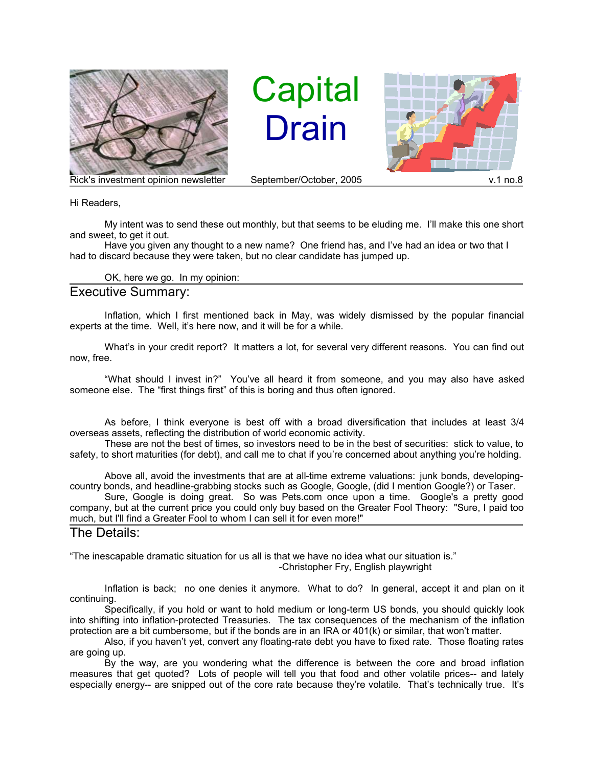# Capital Drain

Rick's investment opinion newsletter | September/October, 2005 | v.1 no.8

Hi Readers,

My intent was to send these out monthly, but that seems to be eluding me. I'll make this one short and sweet, to get it out.

Have you given any thought to a new name? One friend has, and I've had an idea or two that I had to discard because they were taken, but no clear candidate has jumped up.

OK, here we go. In my opinion:

## Executive Summary:

Inflation, which I first mentioned back in May, was widely dismissed by the popular financial experts at the time. Well, it's here now, and it will be for a while.

What's in your credit report? It matters a lot, for several very different reasons. You can find out now, free.

"What should I invest in?" You've all heard it from someone, and you may also have asked someone else. The "first things first" of this is boring and thus often ignored.

As before, I think everyone is best off with a broad diversification that includes at least 3/4 overseas assets, reflecting the distribution of world economic activity.

These are not the best of times, so investors need to be in the best of securities: stick to value, to safety, to short maturities (for debt), and call me to chat if you're concerned about anything you're holding.

Above all, avoid the investments that are at all-time extreme valuations: junk bonds, developing-country bonds, and headline-grabbing stocks such as Google, Google, (did I mention Google?) or Taser.

Sure, Google is doing great. So was Pets.com once upon a time. Google's a pretty good company, but at the current price you could only buy based on the Greater Fool Theory: "Sure, I paid too much, but I'll find a Greater Fool to whom I can sell it for even more!"

## The Details:

"The inescapable dramatic situation for us all is that we have no idea what our situation is."
-Christopher Fry, English playwright

Inflation is back; no one denies it anymore. What to do? In general, accept it and plan on it continuing.

Specifically, if you hold or want to hold medium or long-term US bonds, you should quickly look into shifting into inflation-protected Treasuries. The tax consequences of the mechanism of the inflation protection are a bit cumbersome, but if the bonds are in an IRA or 401(k) or similar, that won't matter.

Also, if you haven't yet, convert any floating-rate debt you have to fixed rate. Those floating rates are going up.

By the way, are you wondering what the difference is between the core and broad inflation measures that get quoted? Lots of people will tell you that food and other volatile prices-- and lately especially energy-- are snipped out of the core rate because they're volatile. That's technically true. It's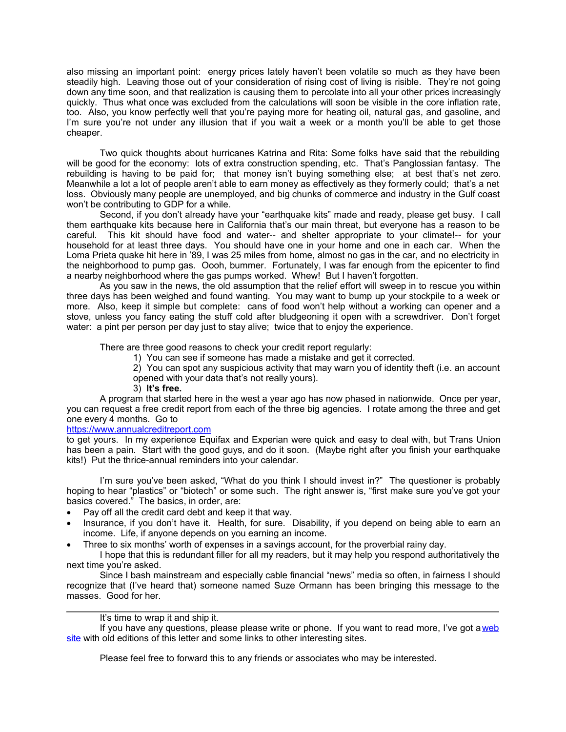also missing an important point: energy prices lately haven't been volatile so much as they have been steadily high. Leaving those out of your consideration of rising cost of living is risible. They're not going down any time soon, and that realization is causing them to percolate into all your other prices increasingly quickly. Thus what once was excluded from the calculations will soon be visible in the core inflation rate, too. Also, you know perfectly well that you're paying more for heating oil, natural gas, and gasoline, and I'm sure you're not under any illusion that if you wait a week or a month you'll be able to get those cheaper.

Two quick thoughts about hurricanes Katrina and Rita: Some folks have said that the rebuilding will be good for the economy: lots of extra construction spending, etc. That's Panglossian fantasy. The rebuilding is having to be paid for; that money isn't buying something else; at best that's net zero. Meanwhile a lot a lot of people aren't able to earn money as effectively as they formerly could; that's a net loss. Obviously many people are unemployed, and big chunks of commerce and industry in the Gulf coast won't be contributing to GDP for a while.

Second, if you don't already have your "earthquake kits" made and ready, please get busy. I call them earthquake kits because here in California that's our main threat, but everyone has a reason to be careful. This kit should have food and water-- and shelter appropriate to your climate!-- for your household for at least three days. You should have one in your home and one in each car. When the Loma Prieta quake hit here in '89, I was 25 miles from home, almost no gas in the car, and no electricity in the neighborhood to pump gas. Oooh, bummer. Fortunately, I was far enough from the epicenter to find a nearby neighborhood where the gas pumps worked. Whew! But I haven't forgotten.

As you saw in the news, the old assumption that the relief effort will sweep in to rescue you within three days has been weighed and found wanting. You may want to bump up your stockpile to a week or more. Also, keep it simple but complete: cans of food won't help without a working can opener and a stove, unless you fancy eating the stuff cold after bludgeoning it open with a screwdriver. Don't forget water: a pint per person per day just to stay alive; twice that to enjoy the experience.

There are three good reasons to check your credit report regularly:

1) You can see if someone has made a mistake and get it corrected.
2) You can spot any suspicious activity that may warn you of identity theft (i.e. an account opened with your data that's not really yours).
3) **It's free.**

A program that started here in the west a year ago has now phased in nationwide. Once per year, you can request a free credit report from each of the three big agencies. I rotate among the three and get one every 4 months. Go to
https://www.annualcreditreport.com
to get yours. In my experience Equifax and Experian were quick and easy to deal with, but Trans Union has been a pain. Start with the good guys, and do it soon. (Maybe right after you finish your earthquake kits!) Put the thrice-annual reminders into your calendar.

I'm sure you've been asked, "What do you think I should invest in?" The questioner is probably hoping to hear "plastics" or "biotech" or some such. The right answer is, "first make sure you've got your basics covered." The basics, in order, are:

- Pay off all the credit card debt and keep it that way.
- Insurance, if you don't have it. Health, for sure. Disability, if you depend on being able to earn an income. Life, if anyone depends on you earning an income.
- Three to six months' worth of expenses in a savings account, for the proverbial rainy day.

I hope that this is redundant filler for all my readers, but it may help you respond authoritatively the next time you're asked.

Since I bash mainstream and especially cable financial "news" media so often, in fairness I should recognize that (I've heard that) someone named Suze Ormann has been bringing this message to the masses. Good for her.

---

It's time to wrap it and ship it.

If you have any questions, please please write or phone. If you want to read more, I've got a web site with old editions of this letter and some links to other interesting sites.

Please feel free to forward this to any friends or associates who may be interested.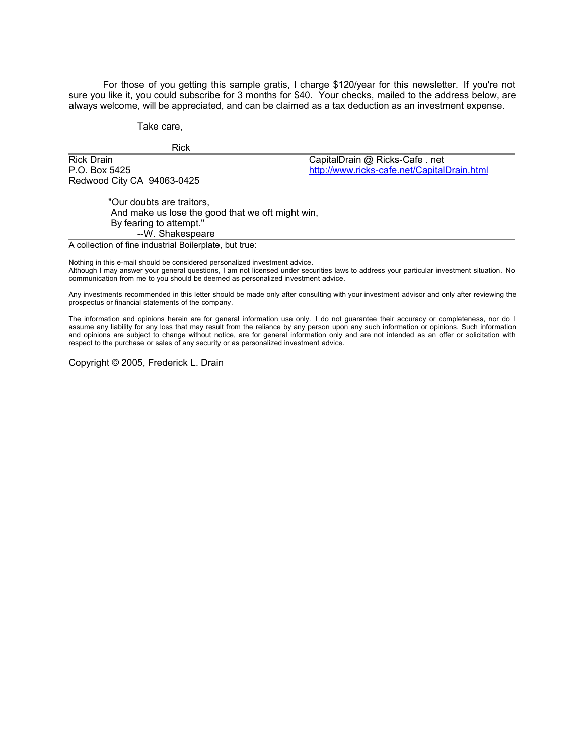For those of you getting this sample gratis, I charge $120/year for this newsletter. If you're not sure you like it, you could subscribe for 3 months for $40. Your checks, mailed to the address below, are always welcome, will be appreciated, and can be claimed as a tax deduction as an investment expense.

Take care,

Rick

---

Rick Drain
P.O. Box 5425
Redwood City CA 94063-0425

CapitalDrain @ Ricks-Cafe . net
http://www.ricks-cafe.net/CapitalDrain.html

"Our doubts are traitors,
And make us lose the good that we oft might win,
By fearing to attempt."
--W. Shakespeare

---

A collection of fine industrial Boilerplate, but true:

Nothing in this e-mail should be considered personalized investment advice.
Although I may answer your general questions, I am not licensed under securities laws to address your particular investment situation. No communication from me to you should be deemed as personalized investment advice.

Any investments recommended in this letter should be made only after consulting with your investment advisor and only after reviewing the prospectus or financial statements of the company.

The information and opinions herein are for general information use only. I do not guarantee their accuracy or completeness, nor do I assume any liability for any loss that may result from the reliance by any person upon any such information or opinions. Such information and opinions are subject to change without notice, are for general information only and are not intended as an offer or solicitation with respect to the purchase or sales of any security or as personalized investment advice.

Copyright © 2005, Frederick L. Drain